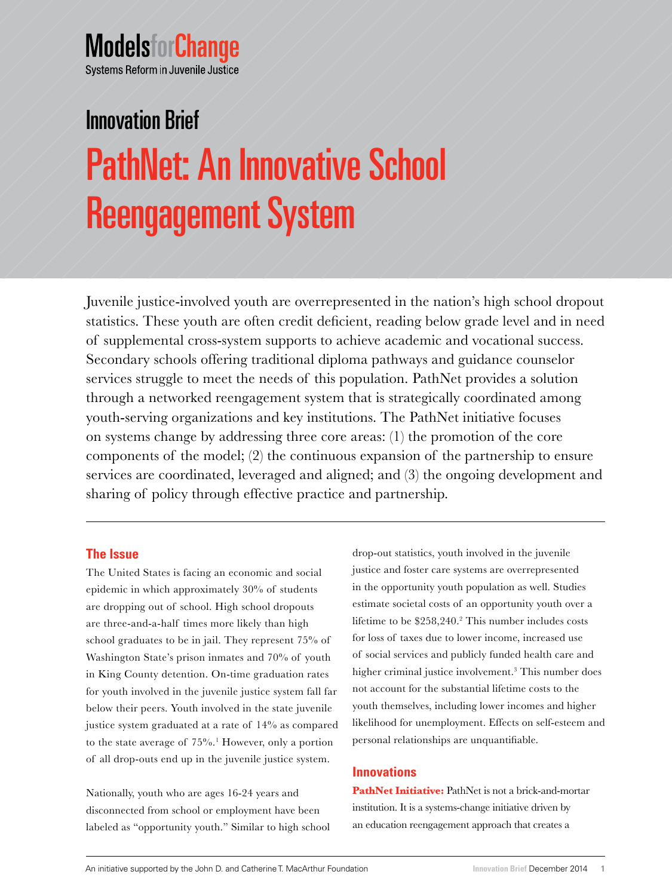Models for Change

Systems Reform in Juvenile Justice

## Innovation Brief

# PathNet: An Innovative School Reengagement System

Juvenile justice-involved youth are overrepresented in the nation's high school dropout statistics. These youth are often credit deficient, reading below grade level and in need of supplemental cross-system supports to achieve academic and vocational success. Secondary schools offering traditional diploma pathways and guidance counselor services struggle to meet the needs of this population. PathNet provides a solution through a networked reengagement system that is strategically coordinated among youth-serving organizations and key institutions. The PathNet initiative focuses on systems change by addressing three core areas: (1) the promotion of the core components of the model; (2) the continuous expansion of the partnership to ensure services are coordinated, leveraged and aligned; and (3) the ongoing development and sharing of policy through effective practice and partnership.

## The Issue

The United States is facing an economic and social epidemic in which approximately 30% of students are dropping out of school. High school dropouts are three-and-a-half times more likely than high school graduates to be in jail. They represent 75% of Washington State's prison inmates and 70% of youth in King County detention. On-time graduation rates for youth involved in the juvenile justice system fall far below their peers. Youth involved in the state juvenile justice system graduated at a rate of 14% as compared to the state average of 75%.[1] However, only a portion of all drop-outs end up in the juvenile justice system.

Nationally, youth who are ages 16-24 years and disconnected from school or employment have been labeled as "opportunity youth." Similar to high school drop-out statistics, youth involved in the juvenile justice and foster care systems are overrepresented in the opportunity youth population as well. Studies estimate societal costs of an opportunity youth over a lifetime to be $258,240.[2] This number includes costs for loss of taxes due to lower income, increased use of social services and publicly funded health care and higher criminal justice involvement.[3] This number does not account for the substantial lifetime costs to the youth themselves, including lower incomes and higher likelihood for unemployment. Effects on self-esteem and personal relationships are unquantifiable.

## Innovations

**PathNet Initiative:** PathNet is not a brick-and-mortar institution. It is a systems-change initiative driven by an education reengagement approach that creates a

An initiative supported by the John D. and Catherine T. MacArthur Foundation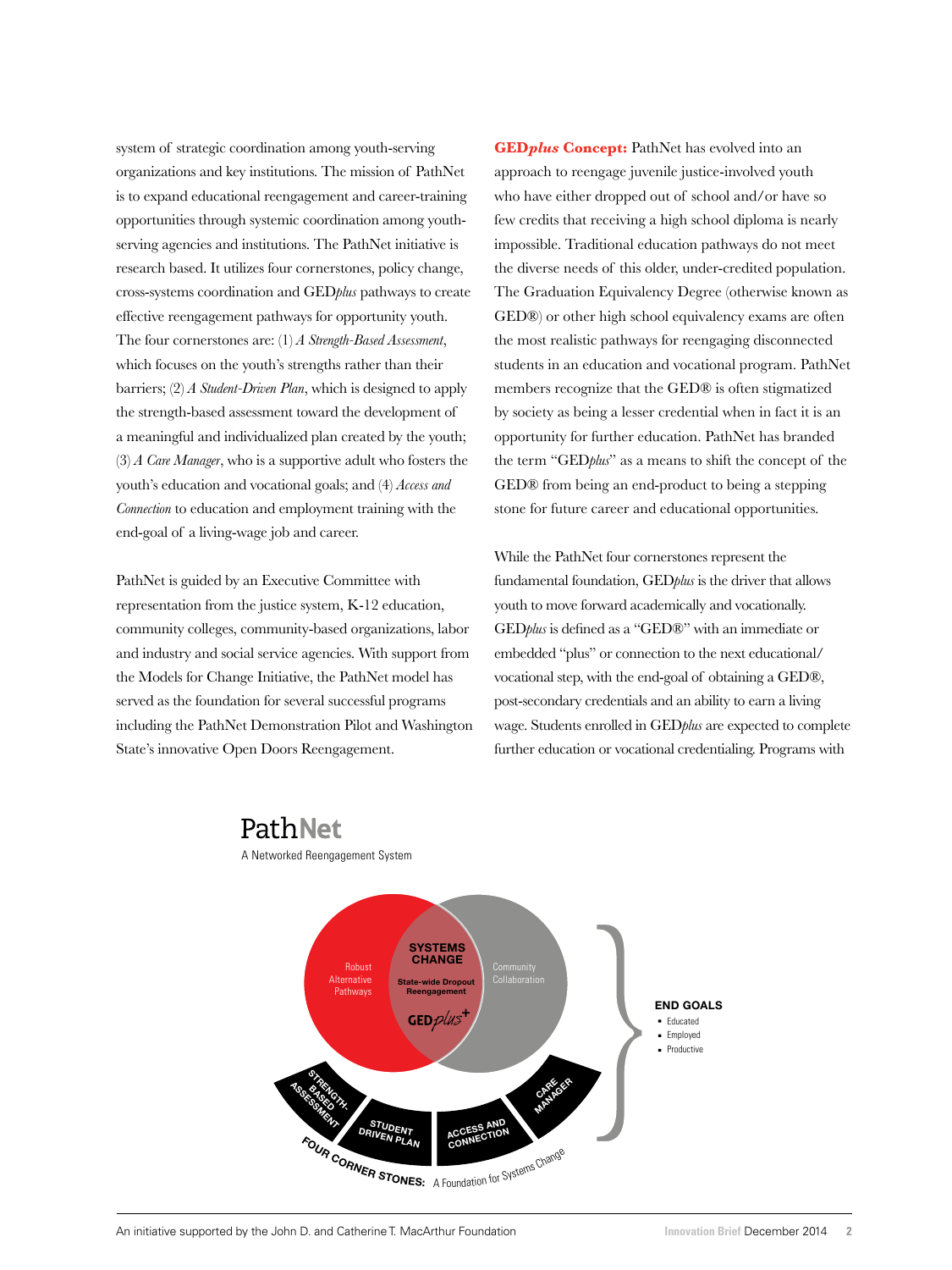system of strategic coordination among youth-serving organizations and key institutions. The mission of PathNet is to expand educational reengagement and career-training opportunities through systemic coordination among youth-serving agencies and institutions. The PathNet initiative is research based. It utilizes four cornerstones, policy change, cross-systems coordination and GED*plus* pathways to create effective reengagement pathways for opportunity youth. The four cornerstones are: (1) *A Strength-Based Assessment*, which focuses on the youth's strengths rather than their barriers; (2) *A Student-Driven Plan*, which is designed to apply the strength-based assessment toward the development of a meaningful and individualized plan created by the youth; (3) *A Care Manager*, who is a supportive adult who fosters the youth's education and vocational goals; and (4) *Access and Connection* to education and employment training with the end-goal of a living-wage job and career.

PathNet is guided by an Executive Committee with representation from the justice system, K-12 education, community colleges, community-based organizations, labor and industry and social service agencies. With support from the Models for Change Initiative, the PathNet model has served as the foundation for several successful programs including the PathNet Demonstration Pilot and Washington State's innovative Open Doors Reengagement.

**GED*plus* Concept:** PathNet has evolved into an approach to reengage juvenile justice-involved youth who have either dropped out of school and/or have so few credits that receiving a high school diploma is nearly impossible. Traditional education pathways do not meet the diverse needs of this older, under-credited population. The Graduation Equivalency Degree (otherwise known as GED®) or other high school equivalency exams are often the most realistic pathways for reengaging disconnected students in an education and vocational program. PathNet members recognize that the GED® is often stigmatized by society as being a lesser credential when in fact it is an opportunity for further education. PathNet has branded the term "GED*plus*" as a means to shift the concept of the GED® from being an end-product to being a stepping stone for future career and educational opportunities.

While the PathNet four cornerstones represent the fundamental foundation, GED*plus* is the driver that allows youth to move forward academically and vocationally. GED*plus* is defined as a "GED®" with an immediate or embedded "plus" or connection to the next educational/vocational step, with the end-goal of obtaining a GED®, post-secondary credentials and an ability to earn a living wage. Students enrolled in GED*plus* are expected to complete further education or vocational credentialing. Programs with

**PathNet**
A Networked Reengagement System

Robust Alternative Pathways | **SYSTEMS CHANGE** — State-wide Dropout Reengagement — GED*plus*+ | Community Collaboration

**FOUR CORNER STONES:** A Foundation for Systems Change
- STRENGTH-BASED ASSESSMENT
- STUDENT DRIVEN PLAN
- ACCESS AND CONNECTION
- CARE MANAGER

**END GOALS**
- Educated
- Employed
- Productive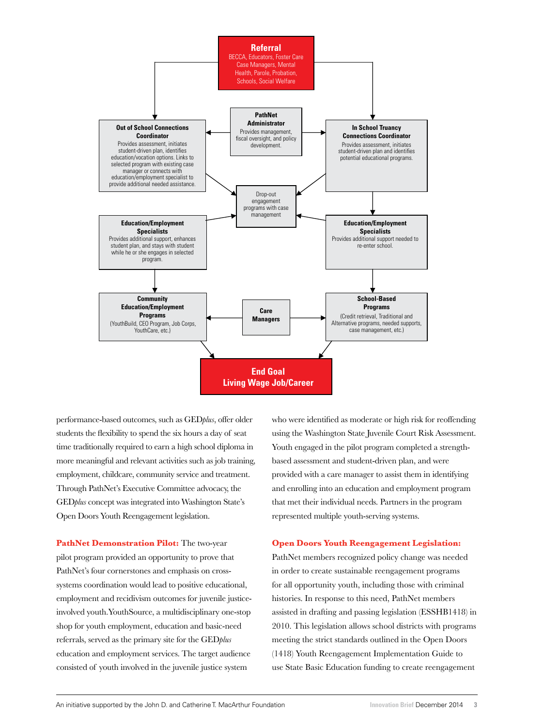**Referral**
BECCA, Educators, Foster Care Case Managers, Mental Health, Parole, Probation, Schools, Social Welfare

**PathNet Administrator**
Provides management, fiscal oversight, and policy development.

**Out of School Connections Coordinator**
Provides assessment, initiates student-driven plan, identifies education/vocation options. Links to selected program with existing case manager or connects with education/employment specialist to provide additional needed assistance.

**In School Truancy Connections Coordinator**
Provides assessment, initiates student-driven plan and identifies potential educational programs.

Drop-out engagement programs with case management

**Education/Employment Specialists**
Provides additional support, enhances student plan, and stays with student while he or she engages in selected program.

**Education/Employment Specialists**
Provides additional support needed to re-enter school.

**Community Education/Employment Programs**
(YouthBuild, CEO Program, Job Corps, YouthCare, etc.)

**Care Managers**

**School-Based Programs**
(Credit retrieval, Traditional and Alternative programs, needed supports, case management, etc.)

**End Goal**
**Living Wage Job/Career**

performance-based outcomes, such as GED*plus*, offer older students the flexibility to spend the six hours a day of seat time traditionally required to earn a high school diploma in more meaningful and relevant activities such as job training, employment, childcare, community service and treatment. Through PathNet's Executive Committee advocacy, the GED*plus* concept was integrated into Washington State's Open Doors Youth Reengagement legislation.

**PathNet Demonstration Pilot:** The two-year pilot program provided an opportunity to prove that PathNet's four cornerstones and emphasis on cross-systems coordination would lead to positive educational, employment and recidivism outcomes for juvenile justice-involved youth. YouthSource, a multidisciplinary one-stop shop for youth employment, education and basic-need referrals, served as the primary site for the GED*plus* education and employment services. The target audience consisted of youth involved in the juvenile justice system who were identified as moderate or high risk for reoffending using the Washington State Juvenile Court Risk Assessment. Youth engaged in the pilot program completed a strength-based assessment and student-driven plan, and were provided with a care manager to assist them in identifying and enrolling into an education and employment program that met their individual needs. Partners in the program represented multiple youth-serving systems.

**Open Doors Youth Reengagement Legislation:** PathNet members recognized policy change was needed in order to create sustainable reengagement programs for all opportunity youth, including those with criminal histories. In response to this need, PathNet members assisted in drafting and passing legislation (ESSHB1418) in 2010. This legislation allows school districts with programs meeting the strict standards outlined in the Open Doors (1418) Youth Reengagement Implementation Guide to use State Basic Education funding to create reengagement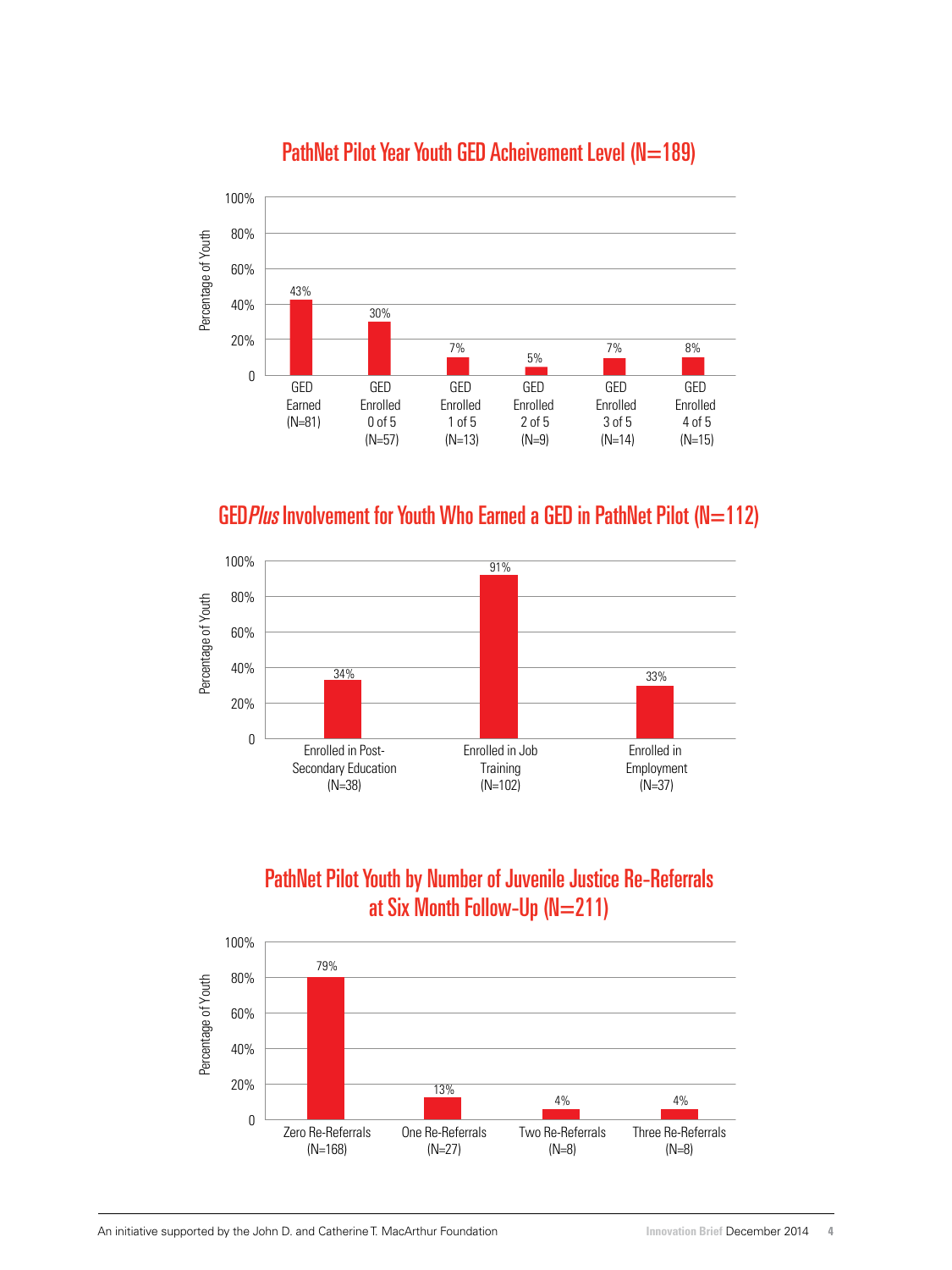## PathNet Pilot Year Youth GED Acheivement Level (N=189)

| Category | Percentage of Youth |
| --- | --- |
| GED Earned (N=81) | 43% |
| GED Enrolled 0 of 5 (N=57) | 30% |
| GED Enrolled 1 of 5 (N=13) | 7% |
| GED Enrolled 2 of 5 (N=9) | 5% |
| GED Enrolled 3 of 5 (N=14) | 7% |
| GED Enrolled 4 of 5 (N=15) | 8% |

## GED*Plus* Involvement for Youth Who Earned a GED in PathNet Pilot (N=112)

| Category | Percentage of Youth |
| --- | --- |
| Enrolled in Post-Secondary Education (N=38) | 34% |
| Enrolled in Job Training (N=102) | 91% |
| Enrolled in Employment (N=37) | 33% |

## PathNet Pilot Youth by Number of Juvenile Justice Re-Referrals at Six Month Follow-Up (N=211)

| Category | Percentage of Youth |
| --- | --- |
| Zero Re-Referrals (N=168) | 79% |
| One Re-Referrals (N=27) | 13% |
| Two Re-Referrals (N=8) | 4% |
| Three Re-Referrals (N=8) | 4% |

An initiative supported by the John D. and Catherine T. MacArthur Foundation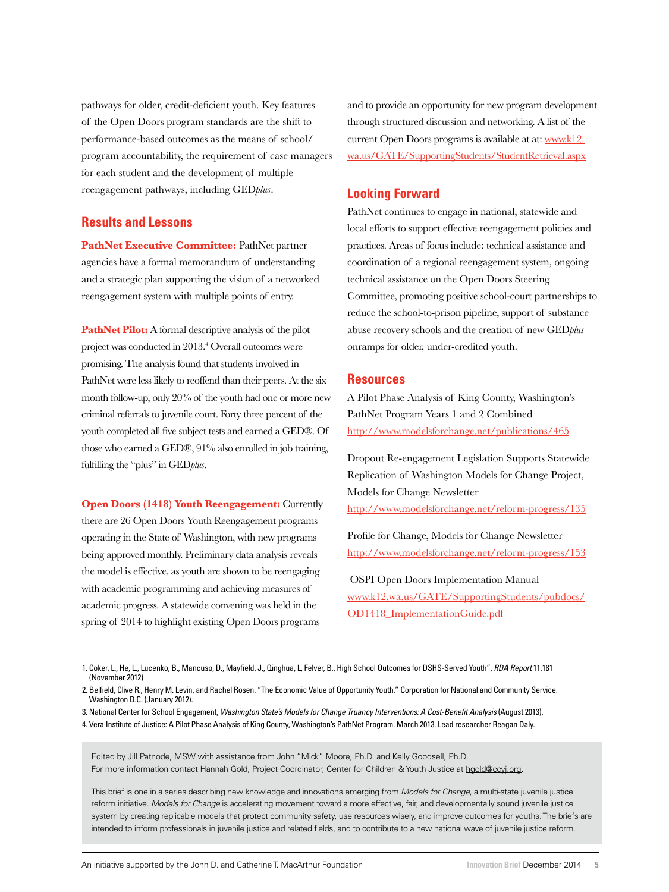pathways for older, credit-deficient youth. Key features of the Open Doors program standards are the shift to performance-based outcomes as the means of school/program accountability, the requirement of case managers for each student and the development of multiple reengagement pathways, including GED*plus*.

## Results and Lessons

**PathNet Executive Committee:** PathNet partner agencies have a formal memorandum of understanding and a strategic plan supporting the vision of a networked reengagement system with multiple points of entry.

**PathNet Pilot:** A formal descriptive analysis of the pilot project was conducted in 2013.[4] Overall outcomes were promising. The analysis found that students involved in PathNet were less likely to reoffend than their peers. At the six month follow-up, only 20% of the youth had one or more new criminal referrals to juvenile court. Forty three percent of the youth completed all five subject tests and earned a GED®. Of those who earned a GED®, 91% also enrolled in job training, fulfilling the "plus" in GED*plus*.

**Open Doors (1418) Youth Reengagement:** Currently there are 26 Open Doors Youth Reengagement programs operating in the State of Washington, with new programs being approved monthly. Preliminary data analysis reveals the model is effective, as youth are shown to be reengaging with academic programming and achieving measures of academic progress. A statewide convening was held in the spring of 2014 to highlight existing Open Doors programs and to provide an opportunity for new program development through structured discussion and networking. A list of the current Open Doors programs is available at at: www.k12.wa.us/GATE/SupportingStudents/StudentRetrieval.aspx

## Looking Forward

PathNet continues to engage in national, statewide and local efforts to support effective reengagement policies and practices. Areas of focus include: technical assistance and coordination of a regional reengagement system, ongoing technical assistance on the Open Doors Steering Committee, promoting positive school-court partnerships to reduce the school-to-prison pipeline, support of substance abuse recovery schools and the creation of new GED*plus* onramps for older, under-credited youth.

## Resources

A Pilot Phase Analysis of King County, Washington's PathNet Program Years 1 and 2 Combined
http://www.modelsforchange.net/publications/465

Dropout Re-engagement Legislation Supports Statewide Replication of Washington Models for Change Project, Models for Change Newsletter
http://www.modelsforchange.net/reform-progress/135

Profile for Change, Models for Change Newsletter
http://www.modelsforchange.net/reform-progress/153

OSPI Open Doors Implementation Manual
www.k12.wa.us/GATE/SupportingStudents/pubdocs/OD1418_ImplementationGuide.pdf

---

1. Coker, L., He, L., Lucenko, B., Mancuso, D., Mayfield, J., Qinghua, L, Felver, B., High School Outcomes for DSHS-Served Youth", *RDA Report* 11.181 (November 2012)
2. Belfield, Clive R., Henry M. Levin, and Rachel Rosen. "The Economic Value of Opportunity Youth." Corporation for National and Community Service. Washington D.C. (January 2012).
3. National Center for School Engagement, *Washington State's Models for Change Truancy Interventions: A Cost-Benefit Analysis* (August 2013).
4. Vera Institute of Justice: A Pilot Phase Analysis of King County, Washington's PathNet Program. March 2013. Lead researcher Reagan Daly.

Edited by Jill Patnode, MSW with assistance from John "Mick" Moore, Ph.D. and Kelly Goodsell, Ph.D.
For more information contact Hannah Gold, Project Coordinator, Center for Children & Youth Justice at hgold@ccyj.org.

This brief is one in a series describing new knowledge and innovations emerging from *Models for Change*, a multi-state juvenile justice reform initiative. *Models for Change* is accelerating movement toward a more effective, fair, and developmentally sound juvenile justice system by creating replicable models that protect community safety, use resources wisely, and improve outcomes for youths. The briefs are intended to inform professionals in juvenile justice and related fields, and to contribute to a new national wave of juvenile justice reform.

An initiative supported by the John D. and Catherine T. MacArthur Foundation